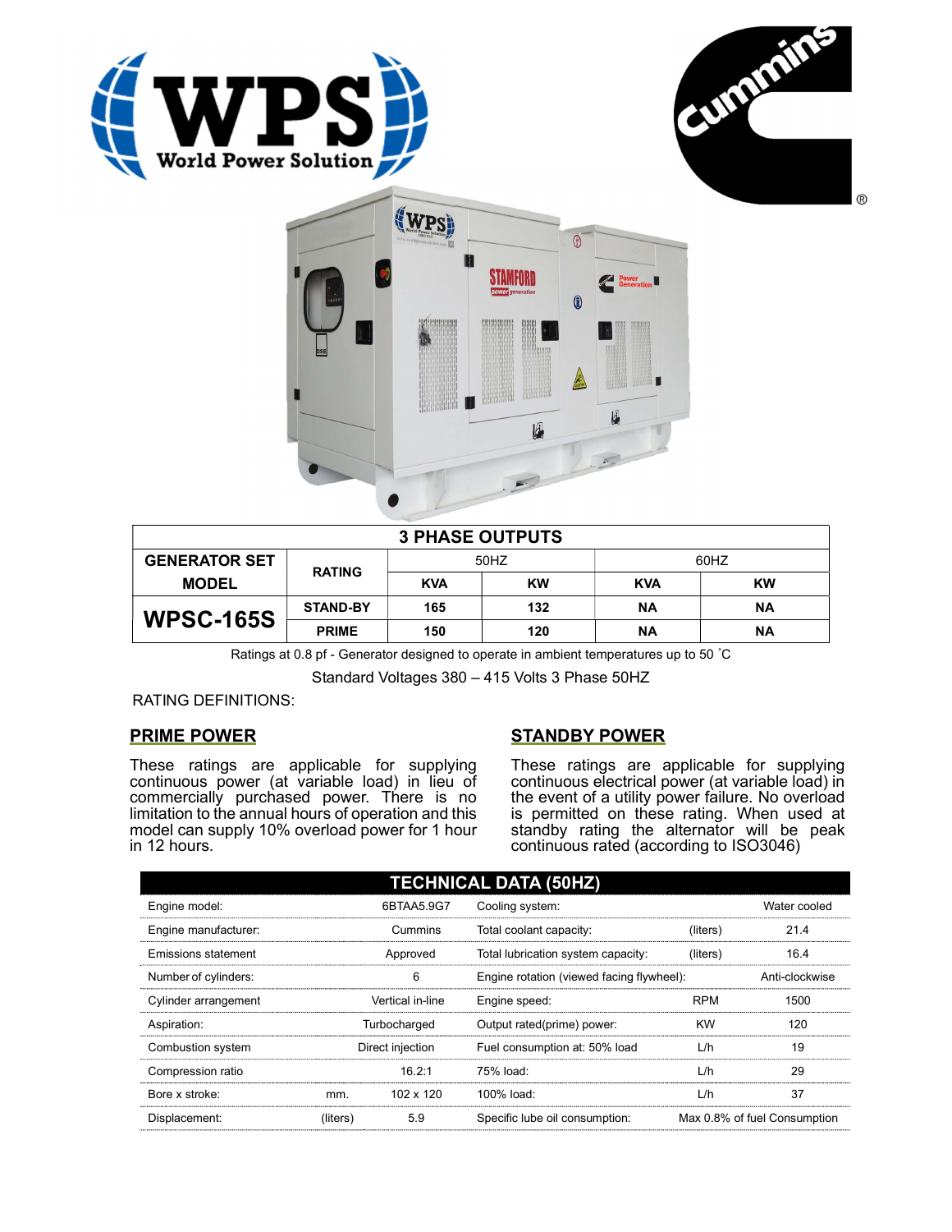# 3 PHASE OUTPUTS

| GENERATOR SET MODEL | RATING | 50HZ | | 60HZ | |
|---|---|---|---|---|---|
| | | KVA | KW | KVA | KW |
| WPSC-165S | STAND-BY | 165 | 132 | NA | NA |
| | PRIME | 150 | 120 | NA | NA |

Ratings at 0.8 pf - Generator designed to operate in ambient temperatures up to 50 ˚C

Standard Voltages 380 – 415 Volts 3 Phase 50HZ

RATING DEFINITIONS:

## PRIME POWER

These ratings are applicable for supplying continuous power (at variable load) in lieu of commercially purchased power. There is no limitation to the annual hours of operation and this model can supply 10% overload power for 1 hour in 12 hours.

## STANDBY POWER

These ratings are applicable for supplying continuous electrical power (at variable load) in the event of a utility power failure. No overload is permitted on these rating. When used at standby rating the alternator will be peak continuous rated (according to ISO3046)

## TECHNICAL DATA (50HZ)

| | | | | | |
|---|---|---|---|---|---|
| Engine model: | | 6BTAA5.9G7 | Cooling system: | | Water cooled |
| Engine manufacturer: | | Cummins | Total coolant capacity: | (liters) | 21.4 |
| Emissions statement | | Approved | Total lubrication system capacity: | (liters) | 16.4 |
| Number of cylinders: | | 6 | Engine rotation (viewed facing flywheel): | | Anti-clockwise |
| Cylinder arrangement | | Vertical in-line | Engine speed: | RPM | 1500 |
| Aspiration: | | Turbocharged | Output rated(prime) power: | KW | 120 |
| Combustion system | | Direct injection | Fuel consumption at: 50% load | L/h | 19 |
| Compression ratio | | 16.2:1 | 75% load: | L/h | 29 |
| Bore x stroke: | mm. | 102 x 120 | 100% load: | L/h | 37 |
| Displacement: | (liters) | 5.9 | Specific lube oil consumption: | | Max 0.8% of fuel Consumption |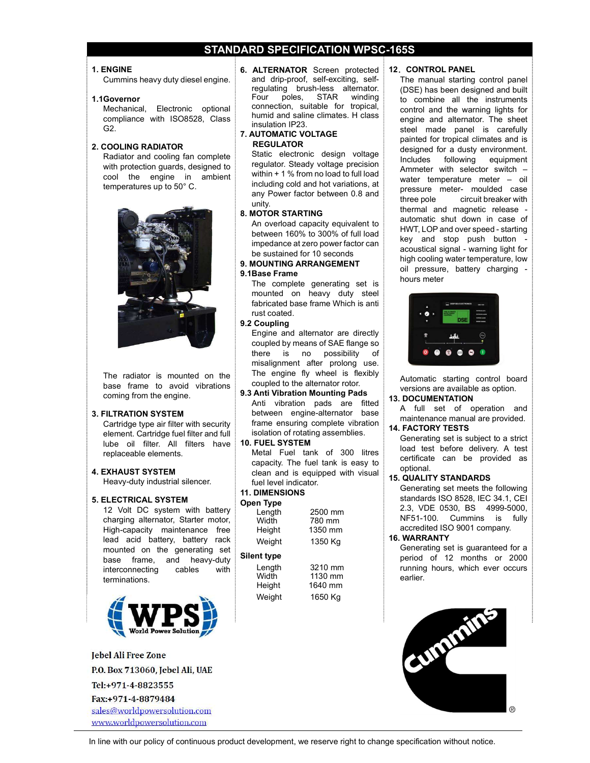# STANDARD SPECIFICATION WPSC-165S

## 1. ENGINE

Cummins heavy duty diesel engine.

### 1.1Governor

Mechanical, Electronic optional compliance with ISO8528, Class G2.

## 2. COOLING RADIATOR

Radiator and cooling fan complete with protection guards, designed to cool the engine in ambient temperatures up to 50° C.

The radiator is mounted on the base frame to avoid vibrations coming from the engine.

## 3. FILTRATION SYSTEM

Cartridge type air filter with security element. Cartridge fuel filter and full lube oil filter. All filters have replaceable elements.

## 4. EXHAUST SYSTEM

Heavy-duty industrial silencer.

## 5. ELECTRICAL SYSTEM

12 Volt DC system with battery charging alternator, Starter motor, High-capacity maintenance free lead acid battery, battery rack mounted on the generating set base frame, and heavy-duty interconnecting cables with terminations.

## 6. ALTERNATOR

Screen protected and drip-proof, self-exciting, self-regulating brush-less alternator. Four poles, STAR winding connection, suitable for tropical, humid and saline climates. H class insulation IP23.

## 7. AUTOMATIC VOLTAGE REGULATOR

Static electronic design voltage regulator. Steady voltage precision within + 1 % from no load to full load including cold and hot variations, at any Power factor between 0.8 and unity.

## 8. MOTOR STARTING

An overload capacity equivalent to between 160% to 300% of full load impedance at zero power factor can be sustained for 10 seconds

## 9. MOUNTING ARRANGEMENT

### 9.1Base Frame

The complete generating set is mounted on heavy duty steel fabricated base frame Which is anti rust coated.

### 9.2 Coupling

Engine and alternator are directly coupled by means of SAE flange so there is no possibility of misalignment after prolong use. The engine fly wheel is flexibly coupled to the alternator rotor.

### 9.3 Anti Vibration Mounting Pads

Anti vibration pads are fitted between engine-alternator base frame ensuring complete vibration isolation of rotating assemblies.

## 10. FUEL SYSTEM

Metal Fuel tank of 300 litres capacity. The fuel tank is easy to clean and is equipped with visual fuel level indicator.

## 11. DIMENSIONS

**Open Type**

| | |
|---|---|
| Length | 2500 mm |
| Width | 780 mm |
| Height | 1350 mm |
| Weight | 1350 Kg |

**Silent type**

| | |
|---|---|
| Length | 3210 mm |
| Width | 1130 mm |
| Height | 1640 mm |
| Weight | 1650 Kg |

## 12. CONTROL PANEL

The manual starting control panel (DSE) has been designed and built to combine all the instruments control and the warning lights for engine and alternator. The sheet steel made panel is carefully painted for tropical climates and is designed for a dusty environment. Includes following equipment Ammeter with selector switch – water temperature meter – oil pressure meter- moulded case three pole circuit breaker with thermal and magnetic release - automatic shut down in case of HWT, LOP and over speed - starting key and stop push button - acoustical signal - warning light for high cooling water temperature, low oil pressure, battery charging - hours meter

Automatic starting control board versions are available as option.

## 13. DOCUMENTATION

A full set of operation and maintenance manual are provided.

## 14. FACTORY TESTS

Generating set is subject to a strict load test before delivery. A test certificate can be provided as optional.

## 15. QUALITY STANDARDS

Generating set meets the following standards ISO 8528, IEC 34.1, CEI 2.3, VDE 0530, BS 4999-5000, NF51-100. Cummins is fully accredited ISO 9001 company.

## 16. WARRANTY

Generating set is guaranteed for a period of 12 months or 2000 running hours, which ever occurs earlier.

WPS World Power Solution

Jebel Ali Free Zone
P.O. Box 713060, Jebel Ali, UAE
Tel:+971-4-8823555
Fax:+971-4-8879484
sales@worldpowersolution.com
www.worldpowersolution.com

Cummins®

In line with our policy of continuous product development, we reserve right to change specification without notice.